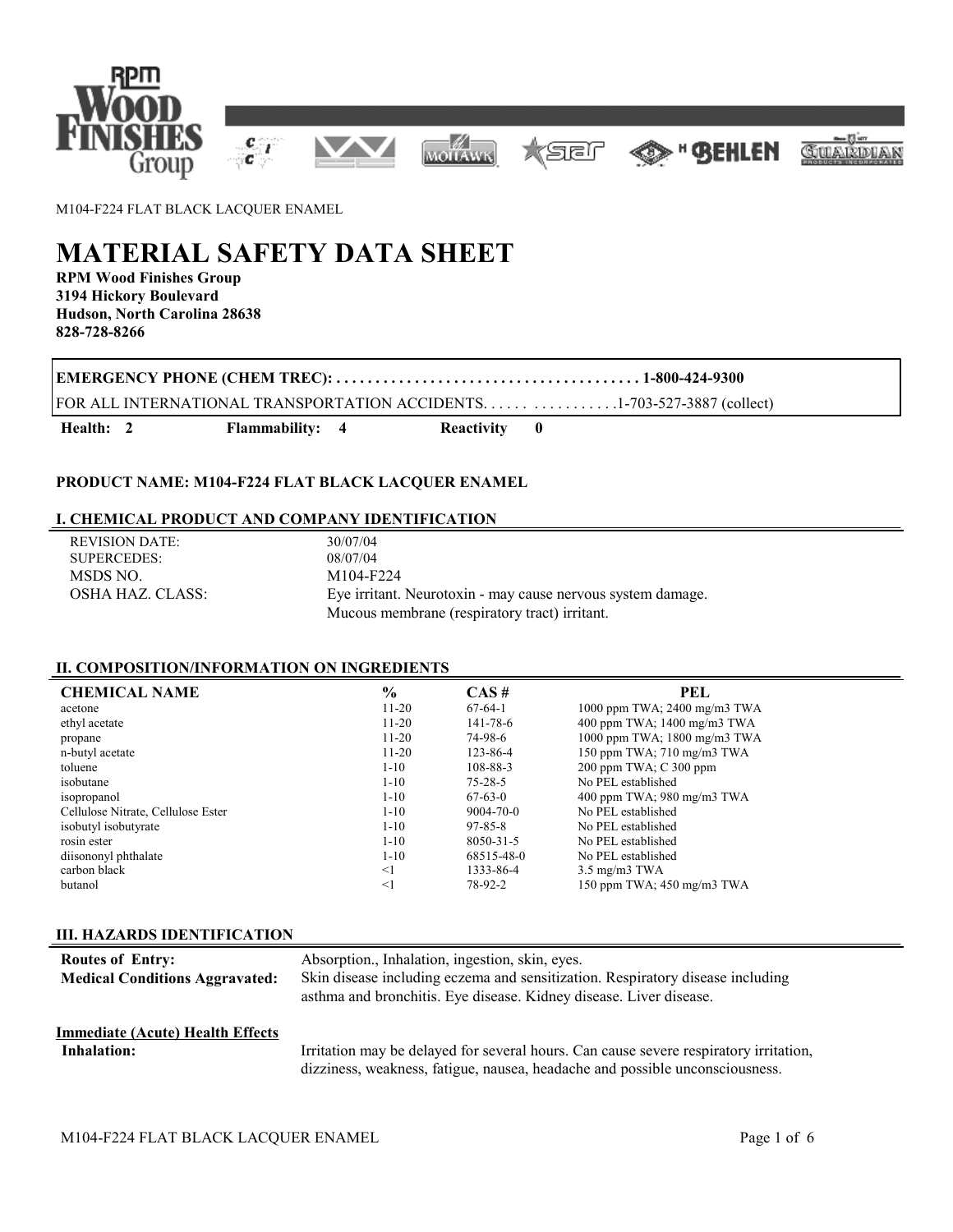M104-F224 FLAT BLACK LACQUER ENAMEL

# MATERIAL SAFETY DATA SHEET

**RPM Wood Finishes Group**
**3194 Hickory Boulevard**
**Hudson, North Carolina 28638**
**828-728-8266**

**EMERGENCY PHONE (CHEM TREC): . . . . . . . . . . . . . . . . . . . . . . . . . . . . . . . . . . . . . . 1-800-424-9300**

FOR ALL INTERNATIONAL TRANSPORTATION ACCIDENTS. . . . . . . . . . . . . . . . .1-703-527-3887 (collect)

**Health: 2** **Flammability: 4** **Reactivity 0**

**PRODUCT NAME: M104-F224 FLAT BLACK LACQUER ENAMEL**

## I. CHEMICAL PRODUCT AND COMPANY IDENTIFICATION

| | |
|---|---|
| REVISION DATE: | 30/07/04 |
| SUPERCEDES: | 08/07/04 |
| MSDS NO. | M104-F224 |
| OSHA HAZ. CLASS: | Eye irritant. Neurotoxin - may cause nervous system damage. Mucous membrane (respiratory tract) irritant. |

## II. COMPOSITION/INFORMATION ON INGREDIENTS

| CHEMICAL NAME | % | CAS # | PEL |
|---|---|---|---|
| acetone | 11-20 | 67-64-1 | 1000 ppm TWA; 2400 mg/m3 TWA |
| ethyl acetate | 11-20 | 141-78-6 | 400 ppm TWA; 1400 mg/m3 TWA |
| propane | 11-20 | 74-98-6 | 1000 ppm TWA; 1800 mg/m3 TWA |
| n-butyl acetate | 11-20 | 123-86-4 | 150 ppm TWA; 710 mg/m3 TWA |
| toluene | 1-10 | 108-88-3 | 200 ppm TWA; C 300 ppm |
| isobutane | 1-10 | 75-28-5 | No PEL established |
| isopropanol | 1-10 | 67-63-0 | 400 ppm TWA; 980 mg/m3 TWA |
| Cellulose Nitrate, Cellulose Ester | 1-10 | 9004-70-0 | No PEL established |
| isobutyl isobutyrate | 1-10 | 97-85-8 | No PEL established |
| rosin ester | 1-10 | 8050-31-5 | No PEL established |
| diisononyl phthalate | 1-10 | 68515-48-0 | No PEL established |
| carbon black | <1 | 1333-86-4 | 3.5 mg/m3 TWA |
| butanol | <1 | 78-92-2 | 150 ppm TWA; 450 mg/m3 TWA |

## III. HAZARDS IDENTIFICATION

**Routes of Entry:** Absorption., Inhalation, ingestion, skin, eyes.

**Medical Conditions Aggravated:** Skin disease including eczema and sensitization. Respiratory disease including asthma and bronchitis. Eye disease. Kidney disease. Liver disease.

**Immediate (Acute) Health Effects**

**Inhalation:** Irritation may be delayed for several hours. Can cause severe respiratory irritation, dizziness, weakness, fatigue, nausea, headache and possible unconsciousness.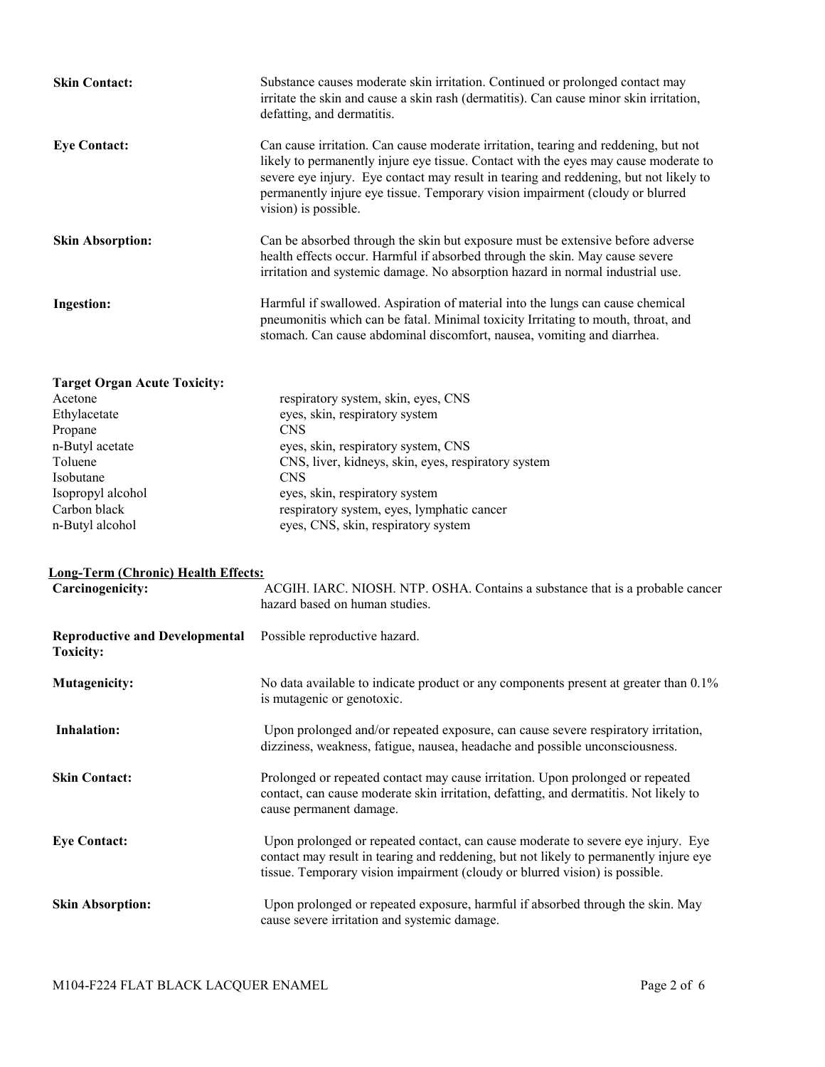**Skin Contact:** Substance causes moderate skin irritation. Continued or prolonged contact may irritate the skin and cause a skin rash (dermatitis). Can cause minor skin irritation, defatting, and dermatitis.

**Eye Contact:** Can cause irritation. Can cause moderate irritation, tearing and reddening, but not likely to permanently injure eye tissue. Contact with the eyes may cause moderate to severe eye injury. Eye contact may result in tearing and reddening, but not likely to permanently injure eye tissue. Temporary vision impairment (cloudy or blurred vision) is possible.

**Skin Absorption:** Can be absorbed through the skin but exposure must be extensive before adverse health effects occur. Harmful if absorbed through the skin. May cause severe irritation and systemic damage. No absorption hazard in normal industrial use.

**Ingestion:** Harmful if swallowed. Aspiration of material into the lungs can cause chemical pneumonitis which can be fatal. Minimal toxicity Irritating to mouth, throat, and stomach. Can cause abdominal discomfort, nausea, vomiting and diarrhea.

**Target Organ Acute Toxicity:**

| | |
|---|---|
| Acetone | respiratory system, skin, eyes, CNS |
| Ethylacetate | eyes, skin, respiratory system |
| Propane | CNS |
| n-Butyl acetate | eyes, skin, respiratory system, CNS |
| Toluene | CNS, liver, kidneys, skin, eyes, respiratory system |
| Isobutane | CNS |
| Isopropyl alcohol | eyes, skin, respiratory system |
| Carbon black | respiratory system, eyes, lymphatic cancer |
| n-Butyl alcohol | eyes, CNS, skin, respiratory system |

**Long-Term (Chronic) Health Effects:**

**Carcinogenicity:** ACGIH. IARC. NIOSH. NTP. OSHA. Contains a substance that is a probable cancer hazard based on human studies.

**Reproductive and Developmental Toxicity:** Possible reproductive hazard.

**Mutagenicity:** No data available to indicate product or any components present at greater than 0.1% is mutagenic or genotoxic.

**Inhalation:** Upon prolonged and/or repeated exposure, can cause severe respiratory irritation, dizziness, weakness, fatigue, nausea, headache and possible unconsciousness.

**Skin Contact:** Prolonged or repeated contact may cause irritation. Upon prolonged or repeated contact, can cause moderate skin irritation, defatting, and dermatitis. Not likely to cause permanent damage.

**Eye Contact:** Upon prolonged or repeated contact, can cause moderate to severe eye injury. Eye contact may result in tearing and reddening, but not likely to permanently injure eye tissue. Temporary vision impairment (cloudy or blurred vision) is possible.

**Skin Absorption:** Upon prolonged or repeated exposure, harmful if absorbed through the skin. May cause severe irritation and systemic damage.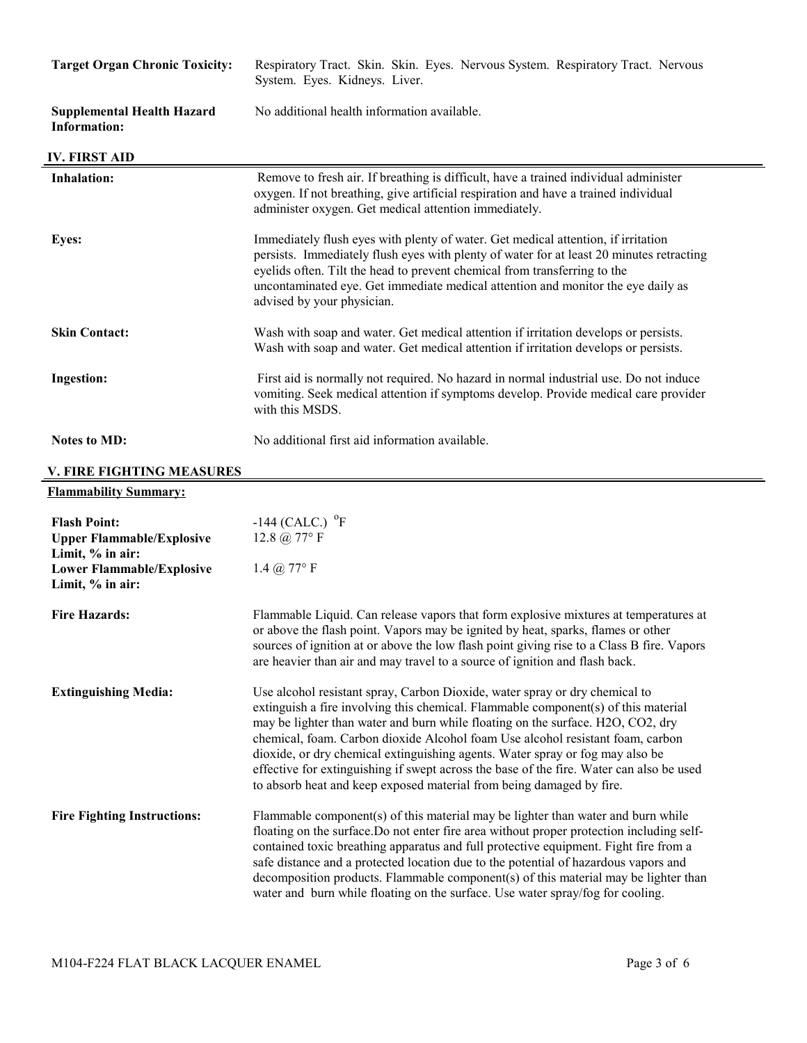| | |
|---|---|
| **Target Organ Chronic Toxicity:** | Respiratory Tract. Skin. Skin. Eyes. Nervous System. Respiratory Tract. Nervous System. Eyes. Kidneys. Liver. |
| **Supplemental Health Hazard Information:** | No additional health information available. |

## IV. FIRST AID

| | |
|---|---|
| **Inhalation:** | Remove to fresh air. If breathing is difficult, have a trained individual administer oxygen. If not breathing, give artificial respiration and have a trained individual administer oxygen. Get medical attention immediately. |
| **Eyes:** | Immediately flush eyes with plenty of water. Get medical attention, if irritation persists. Immediately flush eyes with plenty of water for at least 20 minutes retracting eyelids often. Tilt the head to prevent chemical from transferring to the uncontaminated eye. Get immediate medical attention and monitor the eye daily as advised by your physician. |
| **Skin Contact:** | Wash with soap and water. Get medical attention if irritation develops or persists. Wash with soap and water. Get medical attention if irritation develops or persists. |
| **Ingestion:** | First aid is normally not required. No hazard in normal industrial use. Do not induce vomiting. Seek medical attention if symptoms develop. Provide medical care provider with this MSDS. |
| **Notes to MD:** | No additional first aid information available. |

## V. FIRE FIGHTING MEASURES

**Flammability Summary:**

| | |
|---|---|
| **Flash Point:** | -144 (CALC.) °F |
| **Upper Flammable/Explosive Limit, % in air:** | 12.8 @ 77° F |
| **Lower Flammable/Explosive Limit, % in air:** | 1.4 @ 77° F |
| **Fire Hazards:** | Flammable Liquid. Can release vapors that form explosive mixtures at temperatures at or above the flash point. Vapors may be ignited by heat, sparks, flames or other sources of ignition at or above the low flash point giving rise to a Class B fire. Vapors are heavier than air and may travel to a source of ignition and flash back. |
| **Extinguishing Media:** | Use alcohol resistant spray, Carbon Dioxide, water spray or dry chemical to extinguish a fire involving this chemical. Flammable component(s) of this material may be lighter than water and burn while floating on the surface. $H_2O$, $CO_2$, dry chemical, foam. Carbon dioxide Alcohol foam Use alcohol resistant foam, carbon dioxide, or dry chemical extinguishing agents. Water spray or fog may also be effective for extinguishing if swept across the base of the fire. Water can also be used to absorb heat and keep exposed material from being damaged by fire. |
| **Fire Fighting Instructions:** | Flammable component(s) of this material may be lighter than water and burn while floating on the surface.Do not enter fire area without proper protection including self-contained toxic breathing apparatus and full protective equipment. Fight fire from a safe distance and a protected location due to the potential of hazardous vapors and decomposition products. Flammable component(s) of this material may be lighter than water and burn while floating on the surface. Use water spray/fog for cooling. |

M104-F224 FLAT BLACK LACQUER ENAMEL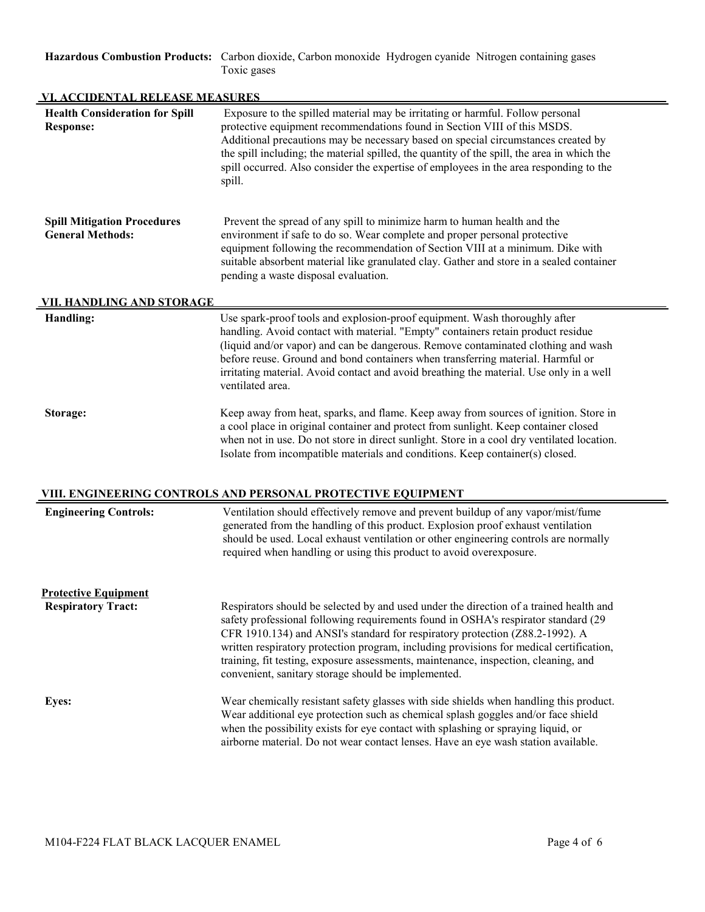**Hazardous Combustion Products:** Carbon dioxide, Carbon monoxide Hydrogen cyanide Nitrogen containing gases Toxic gases

## VI. ACCIDENTAL RELEASE MEASURES

**Health Consideration for Spill Response:** Exposure to the spilled material may be irritating or harmful. Follow personal protective equipment recommendations found in Section VIII of this MSDS. Additional precautions may be necessary based on special circumstances created by the spill including; the material spilled, the quantity of the spill, the area in which the spill occurred. Also consider the expertise of employees in the area responding to the spill.

**Spill Mitigation Procedures General Methods:** Prevent the spread of any spill to minimize harm to human health and the environment if safe to do so. Wear complete and proper personal protective equipment following the recommendation of Section VIII at a minimum. Dike with suitable absorbent material like granulated clay. Gather and store in a sealed container pending a waste disposal evaluation.

## VII. HANDLING AND STORAGE

**Handling:** Use spark-proof tools and explosion-proof equipment. Wash thoroughly after handling. Avoid contact with material. "Empty" containers retain product residue (liquid and/or vapor) and can be dangerous. Remove contaminated clothing and wash before reuse. Ground and bond containers when transferring material. Harmful or irritating material. Avoid contact and avoid breathing the material. Use only in a well ventilated area.

**Storage:** Keep away from heat, sparks, and flame. Keep away from sources of ignition. Store in a cool place in original container and protect from sunlight. Keep container closed when not in use. Do not store in direct sunlight. Store in a cool dry ventilated location. Isolate from incompatible materials and conditions. Keep container(s) closed.

## VIII. ENGINEERING CONTROLS AND PERSONAL PROTECTIVE EQUIPMENT

**Engineering Controls:** Ventilation should effectively remove and prevent buildup of any vapor/mist/fume generated from the handling of this product. Explosion proof exhaust ventilation should be used. Local exhaust ventilation or other engineering controls are normally required when handling or using this product to avoid overexposure.

**Protective Equipment**

**Respiratory Tract:** Respirators should be selected by and used under the direction of a trained health and safety professional following requirements found in OSHA's respirator standard (29 CFR 1910.134) and ANSI's standard for respiratory protection (Z88.2-1992). A written respiratory protection program, including provisions for medical certification, training, fit testing, exposure assessments, maintenance, inspection, cleaning, and convenient, sanitary storage should be implemented.

**Eyes:** Wear chemically resistant safety glasses with side shields when handling this product. Wear additional eye protection such as chemical splash goggles and/or face shield when the possibility exists for eye contact with splashing or spraying liquid, or airborne material. Do not wear contact lenses. Have an eye wash station available.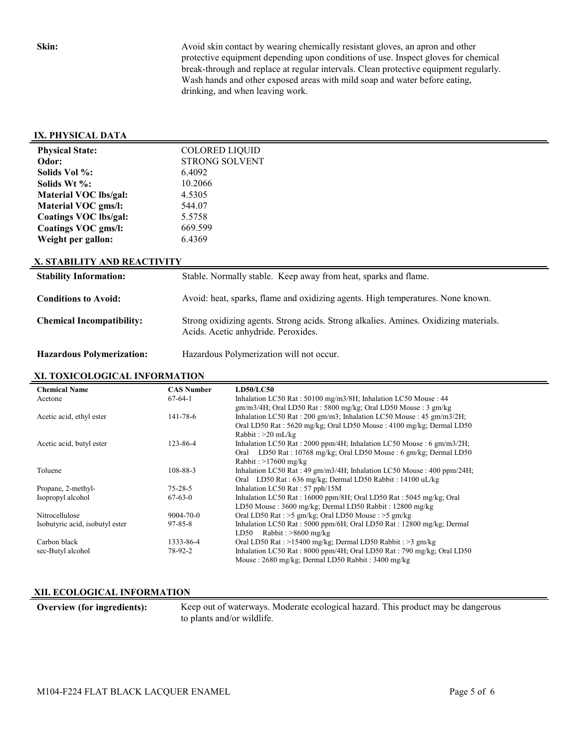**Skin:** Avoid skin contact by wearing chemically resistant gloves, an apron and other protective equipment depending upon conditions of use. Inspect gloves for chemical break-through and replace at regular intervals. Clean protective equipment regularly. Wash hands and other exposed areas with mild soap and water before eating, drinking, and when leaving work.

## IX. PHYSICAL DATA

| | |
|---|---|
| **Physical State:** | COLORED LIQUID |
| **Odor:** | STRONG SOLVENT |
| **Solids Vol %:** | 6.4092 |
| **Solids Wt %:** | 10.2066 |
| **Material VOC lbs/gal:** | 4.5305 |
| **Material VOC gms/l:** | 544.07 |
| **Coatings VOC lbs/gal:** | 5.5758 |
| **Coatings VOC gms/l:** | 669.599 |
| **Weight per gallon:** | 6.4369 |

## X. STABILITY AND REACTIVITY

**Stability Information:** Stable. Normally stable. Keep away from heat, sparks and flame.

**Conditions to Avoid:** Avoid: heat, sparks, flame and oxidizing agents. High temperatures. None known.

**Chemical Incompatibility:** Strong oxidizing agents. Strong acids. Strong alkalies. Amines. Oxidizing materials. Acids. Acetic anhydride. Peroxides.

**Hazardous Polymerization:** Hazardous Polymerization will not occur.

## XI. TOXICOLOGICAL INFORMATION

| Chemical Name | CAS Number | LD50/LC50 |
|---|---|---|
| Acetone | 67-64-1 | Inhalation LC50 Rat : 50100 mg/m3/8H; Inhalation LC50 Mouse : 44 gm/m3/4H; Oral LD50 Rat : 5800 mg/kg; Oral LD50 Mouse : 3 gm/kg |
| Acetic acid, ethyl ester | 141-78-6 | Inhalation LC50 Rat : 200 gm/m3; Inhalation LC50 Mouse : 45 gm/m3/2H; Oral LD50 Rat : 5620 mg/kg; Oral LD50 Mouse : 4100 mg/kg; Dermal LD50 Rabbit : >20 mL/kg |
| Acetic acid, butyl ester | 123-86-4 | Inhalation LC50 Rat : 2000 ppm/4H; Inhalation LC50 Mouse : 6 gm/m3/2H; Oral LD50 Rat : 10768 mg/kg; Oral LD50 Mouse : 6 gm/kg; Dermal LD50 Rabbit : >17600 mg/kg |
| Toluene | 108-88-3 | Inhalation LC50 Rat : 49 gm/m3/4H; Inhalation LC50 Mouse : 400 ppm/24H; Oral LD50 Rat : 636 mg/kg; Dermal LD50 Rabbit : 14100 uL/kg |
| Propane, 2-methyl- | 75-28-5 | Inhalation LC50 Rat : 57 pph/15M |
| Isopropyl alcohol | 67-63-0 | Inhalation LC50 Rat : 16000 ppm/8H; Oral LD50 Rat : 5045 mg/kg; Oral LD50 Mouse : 3600 mg/kg; Dermal LD50 Rabbit : 12800 mg/kg |
| Nitrocellulose | 9004-70-0 | Oral LD50 Rat : >5 gm/kg; Oral LD50 Mouse : >5 gm/kg |
| Isobutyric acid, isobutyl ester | 97-85-8 | Inhalation LC50 Rat : 5000 ppm/6H; Oral LD50 Rat : 12800 mg/kg; Dermal LD50 Rabbit : >8600 mg/kg |
| Carbon black | 1333-86-4 | Oral LD50 Rat : >15400 mg/kg; Dermal LD50 Rabbit : >3 gm/kg |
| sec-Butyl alcohol | 78-92-2 | Inhalation LC50 Rat : 8000 ppm/4H; Oral LD50 Rat : 790 mg/kg; Oral LD50 Mouse : 2680 mg/kg; Dermal LD50 Rabbit : 3400 mg/kg |

## XII. ECOLOGICAL INFORMATION

**Overview (for ingredients):** Keep out of waterways. Moderate ecological hazard. This product may be dangerous to plants and/or wildlife.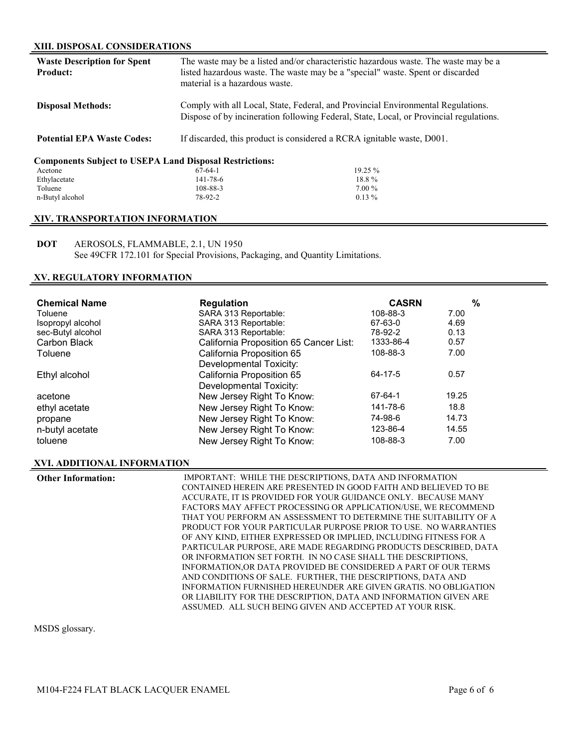## XIII. DISPOSAL CONSIDERATIONS

**Waste Description for Spent Product:** The waste may be a listed and/or characteristic hazardous waste. The waste may be a listed hazardous waste. The waste may be a "special" waste. Spent or discarded material is a hazardous waste.

**Disposal Methods:** Comply with all Local, State, Federal, and Provincial Environmental Regulations. Dispose of by incineration following Federal, State, Local, or Provincial regulations.

**Potential EPA Waste Codes:** If discarded, this product is considered a RCRA ignitable waste, D001.

**Components Subject to USEPA Land Disposal Restrictions:**

| | | |
|---|---|---|
| Acetone | 67-64-1 | 19.25 % |
| Ethylacetate | 141-78-6 | 18.8 % |
| Toluene | 108-88-3 | 7.00 % |
| n-Butyl alcohol | 78-92-2 | 0.13 % |

## XIV. TRANSPORTATION INFORMATION

**DOT** AEROSOLS, FLAMMABLE, 2.1, UN 1950
See 49CFR 172.101 for Special Provisions, Packaging, and Quantity Limitations.

## XV. REGULATORY INFORMATION

| Chemical Name | Regulation | CASRN | % |
|---|---|---|---|
| Toluene | SARA 313 Reportable: | 108-88-3 | 7.00 |
| Isopropyl alcohol | SARA 313 Reportable: | 67-63-0 | 4.69 |
| sec-Butyl alcohol | SARA 313 Reportable: | 78-92-2 | 0.13 |
| Carbon Black | California Proposition 65 Cancer List: | 1333-86-4 | 0.57 |
| Toluene | California Proposition 65 Developmental Toxicity: | 108-88-3 | 7.00 |
| Ethyl alcohol | California Proposition 65 Developmental Toxicity: | 64-17-5 | 0.57 |
| acetone | New Jersey Right To Know: | 67-64-1 | 19.25 |
| ethyl acetate | New Jersey Right To Know: | 141-78-6 | 18.8 |
| propane | New Jersey Right To Know: | 74-98-6 | 14.73 |
| n-butyl acetate | New Jersey Right To Know: | 123-86-4 | 14.55 |
| toluene | New Jersey Right To Know: | 108-88-3 | 7.00 |

## XVI. ADDITIONAL INFORMATION

**Other Information:** IMPORTANT: WHILE THE DESCRIPTIONS, DATA AND INFORMATION CONTAINED HEREIN ARE PRESENTED IN GOOD FAITH AND BELIEVED TO BE ACCURATE, IT IS PROVIDED FOR YOUR GUIDANCE ONLY. BECAUSE MANY FACTORS MAY AFFECT PROCESSING OR APPLICATION/USE, WE RECOMMEND THAT YOU PERFORM AN ASSESSMENT TO DETERMINE THE SUITABILITY OF A PRODUCT FOR YOUR PARTICULAR PURPOSE PRIOR TO USE. NO WARRANTIES OF ANY KIND, EITHER EXPRESSED OR IMPLIED, INCLUDING FITNESS FOR A PARTICULAR PURPOSE, ARE MADE REGARDING PRODUCTS DESCRIBED, DATA OR INFORMATION SET FORTH. IN NO CASE SHALL THE DESCRIPTIONS, INFORMATION,OR DATA PROVIDED BE CONSIDERED A PART OF OUR TERMS AND CONDITIONS OF SALE. FURTHER, THE DESCRIPTIONS, DATA AND INFORMATION FURNISHED HEREUNDER ARE GIVEN GRATIS. NO OBLIGATION OR LIABILITY FOR THE DESCRIPTION, DATA AND INFORMATION GIVEN ARE ASSUMED. ALL SUCH BEING GIVEN AND ACCEPTED AT YOUR RISK.

MSDS glossary.

M104-F224 FLAT BLACK LACQUER ENAMEL